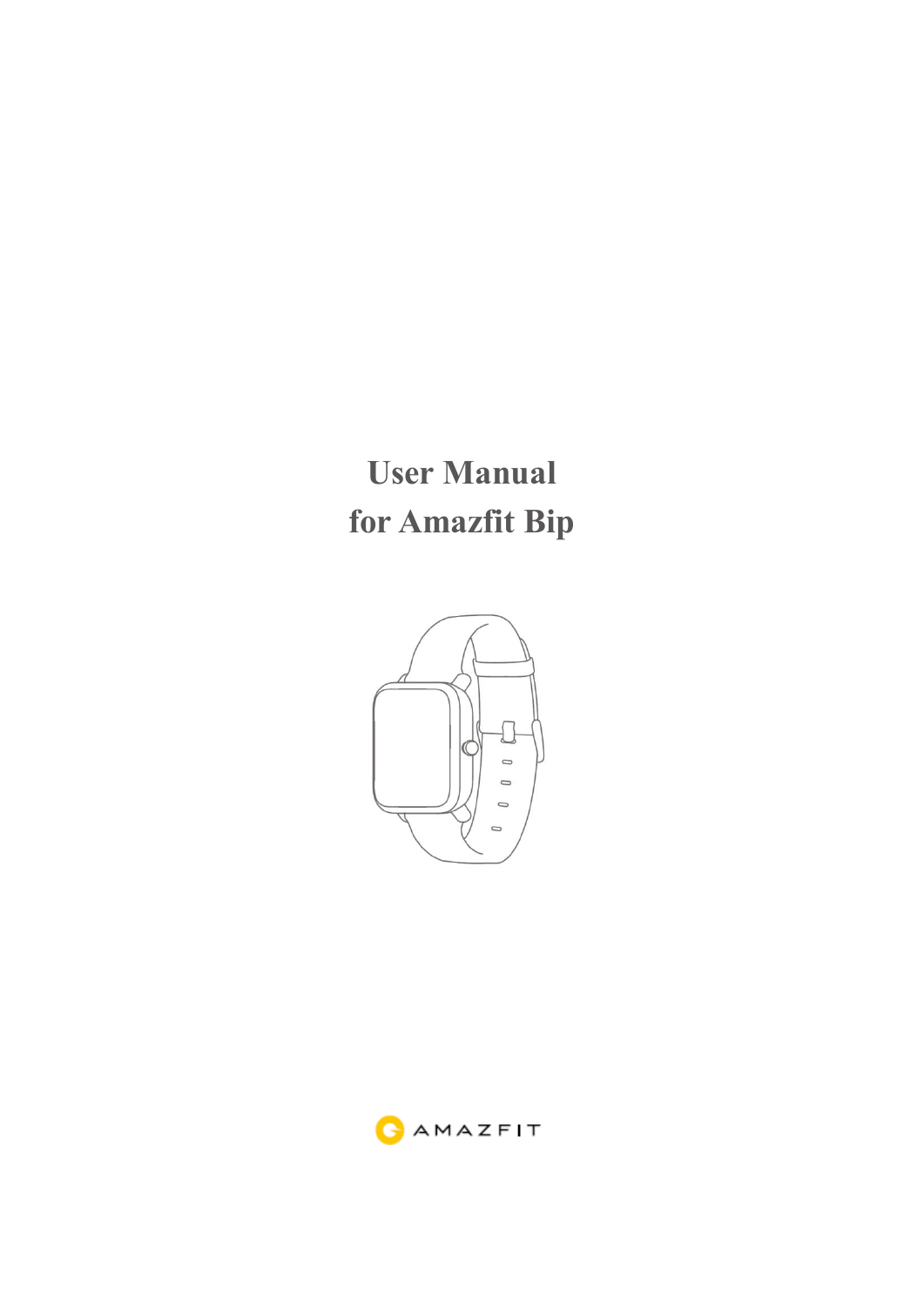# User Manual for Amazfit Bip

AMAZFIT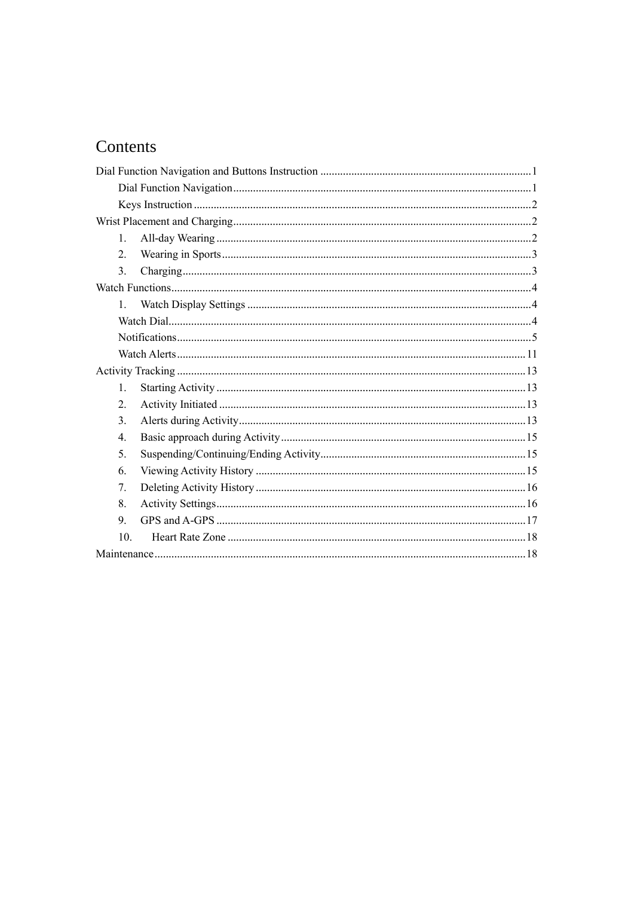# Contents

Dial Function Navigation and Buttons Instruction ........ 1

- Dial Function Navigation ........ 1
- Keys Instruction ........ 2

Wrist Placement and Charging ........ 2

1. All-day Wearing ........ 2
2. Wearing in Sports ........ 3
3. Charging ........ 3

Watch Functions ........ 4

1. Watch Display Settings ........ 4

- Watch Dial ........ 4
- Notifications ........ 5
- Watch Alerts ........ 11

Activity Tracking ........ 13

1. Starting Activity ........ 13
2. Activity Initiated ........ 13
3. Alerts during Activity ........ 13
4. Basic approach during Activity ........ 15
5. Suspending/Continuing/Ending Activity ........ 15
6. Viewing Activity History ........ 15
7. Deleting Activity History ........ 16
8. Activity Settings ........ 16
9. GPS and A-GPS ........ 17
10. Heart Rate Zone ........ 18

Maintenance ........ 18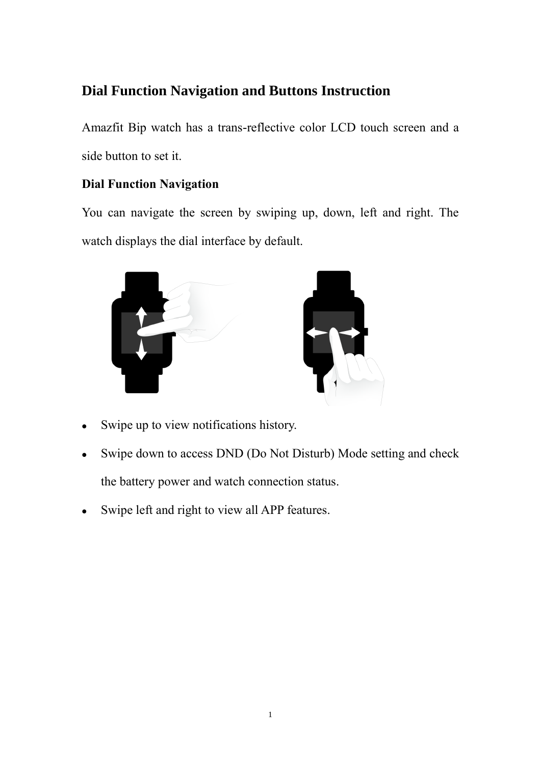## Dial Function Navigation and Buttons Instruction

Amazfit Bip watch has a trans-reflective color LCD touch screen and a side button to set it.

### Dial Function Navigation

You can navigate the screen by swiping up, down, left and right. The watch displays the dial interface by default.

- Swipe up to view notifications history.
- Swipe down to access DND (Do Not Disturb) Mode setting and check the battery power and watch connection status.
- Swipe left and right to view all APP features.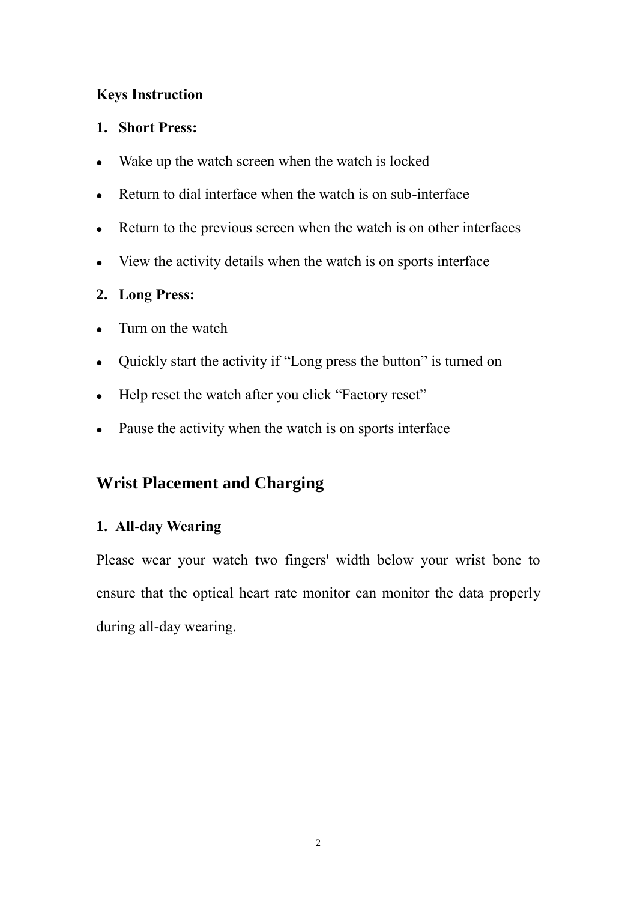### Keys Instruction

1. **Short Press:**

- Wake up the watch screen when the watch is locked
- Return to dial interface when the watch is on sub-interface
- Return to the previous screen when the watch is on other interfaces
- View the activity details when the watch is on sports interface

2. **Long Press:**

- Turn on the watch
- Quickly start the activity if "Long press the button" is turned on
- Help reset the watch after you click "Factory reset"
- Pause the activity when the watch is on sports interface

## Wrist Placement and Charging

### 1. All-day Wearing

Please wear your watch two fingers' width below your wrist bone to ensure that the optical heart rate monitor can monitor the data properly during all-day wearing.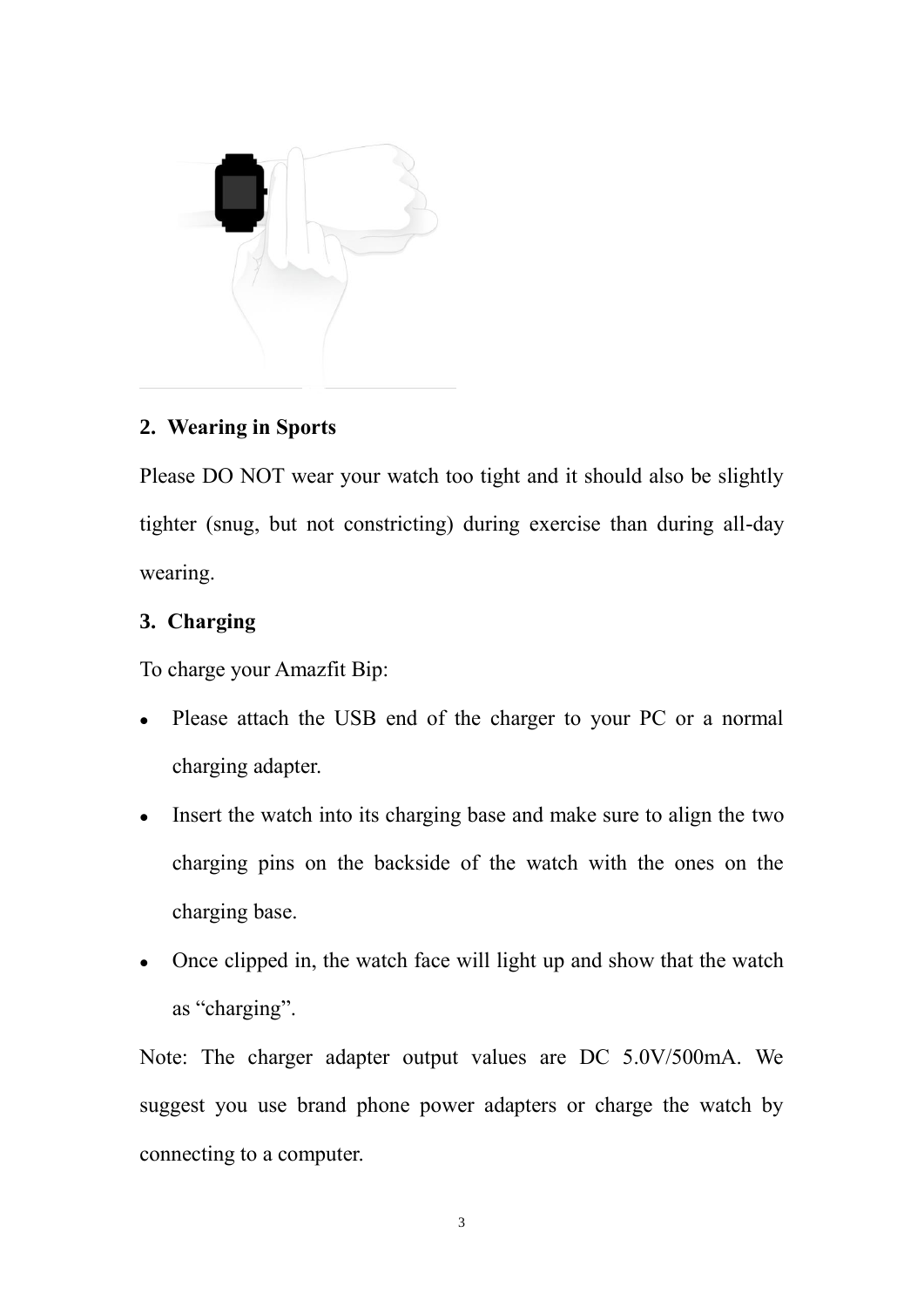## 2. Wearing in Sports

Please DO NOT wear your watch too tight and it should also be slightly tighter (snug, but not constricting) during exercise than during all-day wearing.

## 3. Charging

To charge your Amazfit Bip:

- Please attach the USB end of the charger to your PC or a normal charging adapter.
- Insert the watch into its charging base and make sure to align the two charging pins on the backside of the watch with the ones on the charging base.
- Once clipped in, the watch face will light up and show that the watch as “charging”.

Note: The charger adapter output values are DC 5.0V/500mA. We suggest you use brand phone power adapters or charge the watch by connecting to a computer.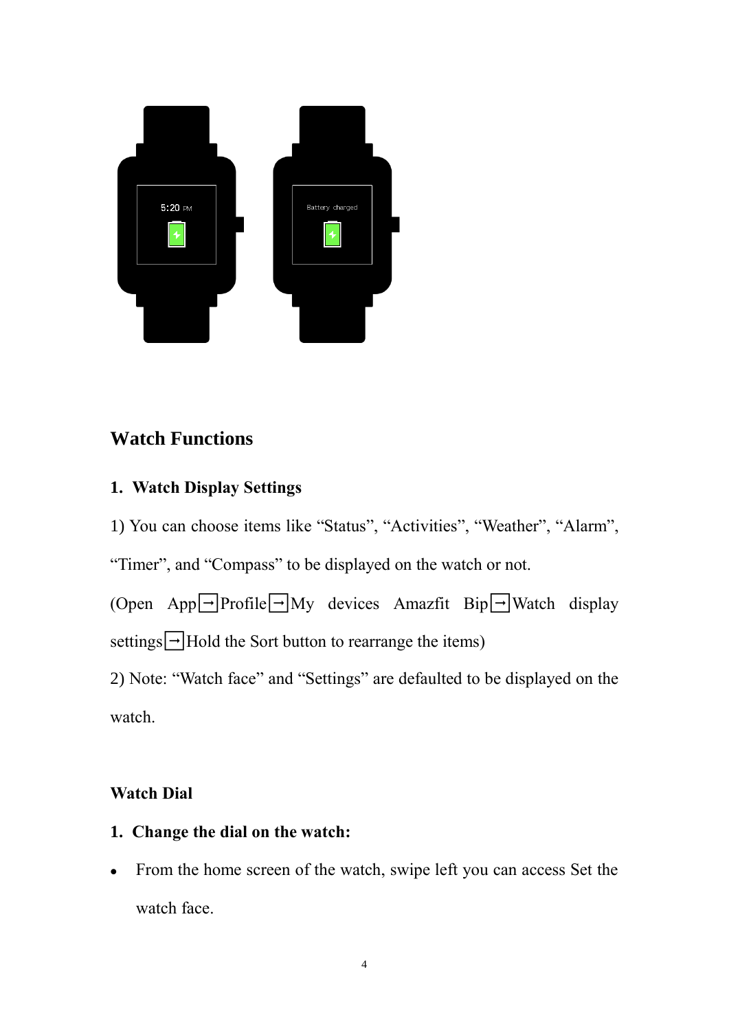## Watch Functions

### 1. Watch Display Settings

1) You can choose items like "Status", "Activities", "Weather", "Alarm", "Timer", and "Compass" to be displayed on the watch or not.

(Open App→Profile→My devices Amazfit Bip→Watch display settings→Hold the Sort button to rearrange the items)

2) Note: "Watch face" and "Settings" are defaulted to be displayed on the watch.

### Watch Dial

**1. Change the dial on the watch:**

- From the home screen of the watch, swipe left you can access Set the watch face.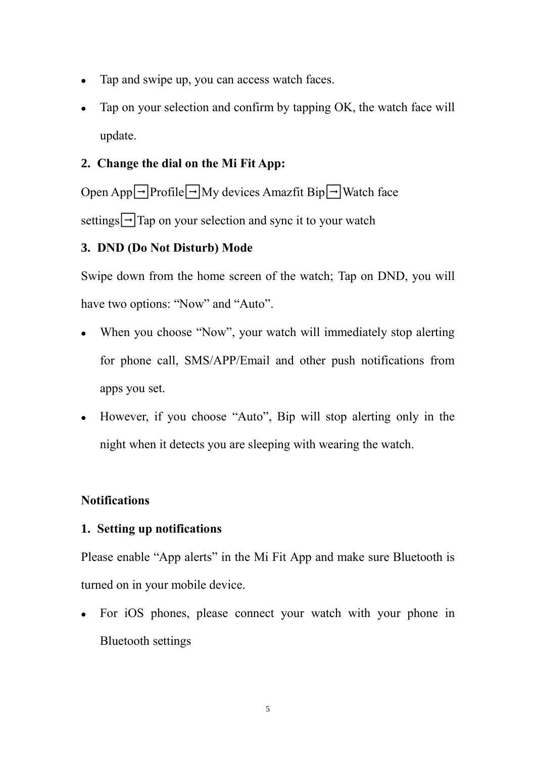- Tap and swipe up, you can access watch faces.
- Tap on your selection and confirm by tapping OK, the watch face will update.

**2. Change the dial on the Mi Fit App:**

Open App→Profile→My devices Amazfit Bip→Watch face settings→Tap on your selection and sync it to your watch

**3. DND (Do Not Disturb) Mode**

Swipe down from the home screen of the watch; Tap on DND, you will have two options: "Now" and "Auto".

- When you choose "Now", your watch will immediately stop alerting for phone call, SMS/APP/Email and other push notifications from apps you set.
- However, if you choose "Auto", Bip will stop alerting only in the night when it detects you are sleeping with wearing the watch.

## Notifications

**1. Setting up notifications**

Please enable "App alerts" in the Mi Fit App and make sure Bluetooth is turned on in your mobile device.

- For iOS phones, please connect your watch with your phone in Bluetooth settings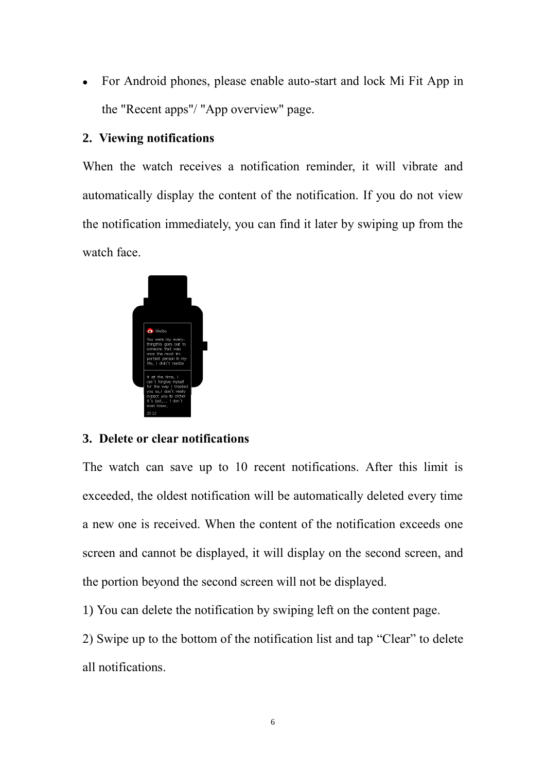- For Android phones, please enable auto-start and lock Mi Fit App in the "Recent apps"/ "App overview" page.

## 2. Viewing notifications

When the watch receives a notification reminder, it will vibrate and automatically display the content of the notification. If you do not view the notification immediately, you can find it later by swiping up from the watch face.

## 3. Delete or clear notifications

The watch can save up to 10 recent notifications. After this limit is exceeded, the oldest notification will be automatically deleted every time a new one is received. When the content of the notification exceeds one screen and cannot be displayed, it will display on the second screen, and the portion beyond the second screen will not be displayed.

1) You can delete the notification by swiping left on the content page.

2) Swipe up to the bottom of the notification list and tap “Clear” to delete all notifications.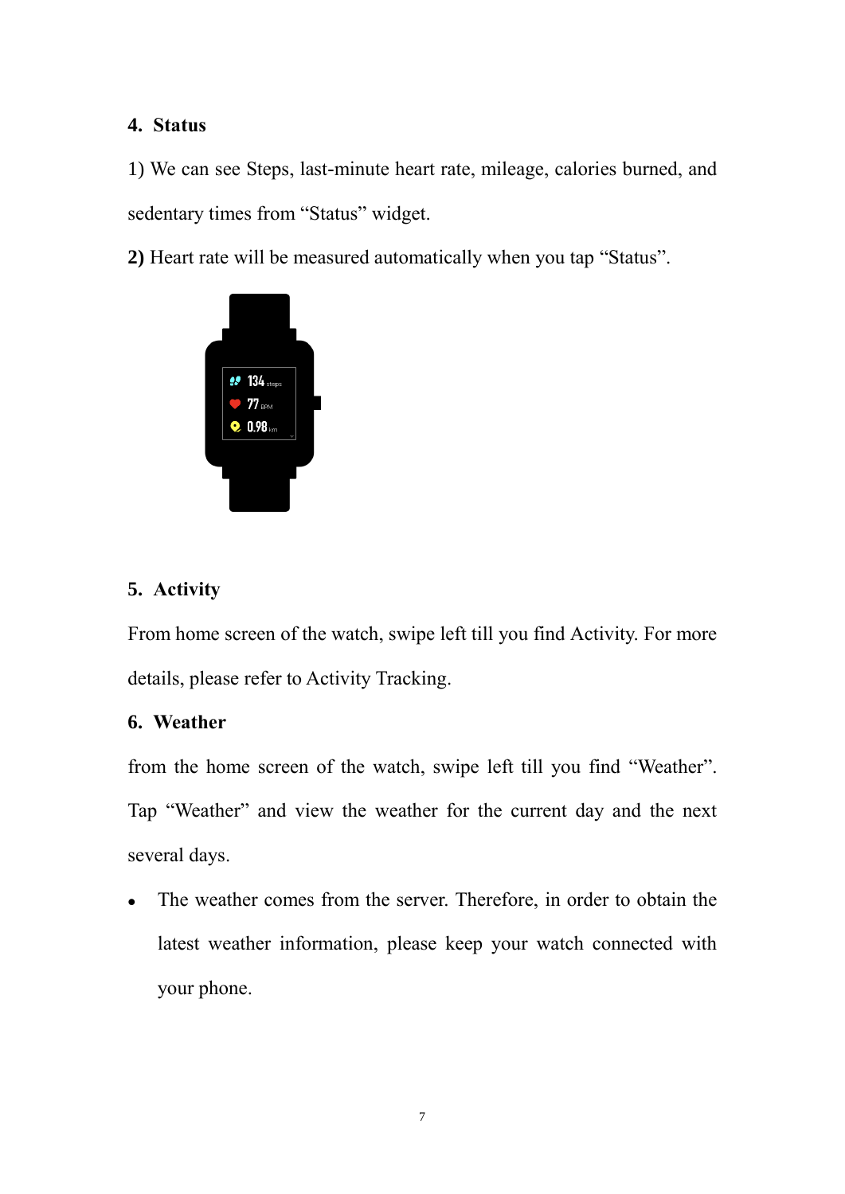## 4. Status

1) We can see Steps, last-minute heart rate, mileage, calories burned, and sedentary times from "Status" widget.

**2)** Heart rate will be measured automatically when you tap "Status".

## 5. Activity

From home screen of the watch, swipe left till you find Activity. For more details, please refer to Activity Tracking.

## 6. Weather

from the home screen of the watch, swipe left till you find "Weather". Tap "Weather" and view the weather for the current day and the next several days.

- The weather comes from the server. Therefore, in order to obtain the latest weather information, please keep your watch connected with your phone.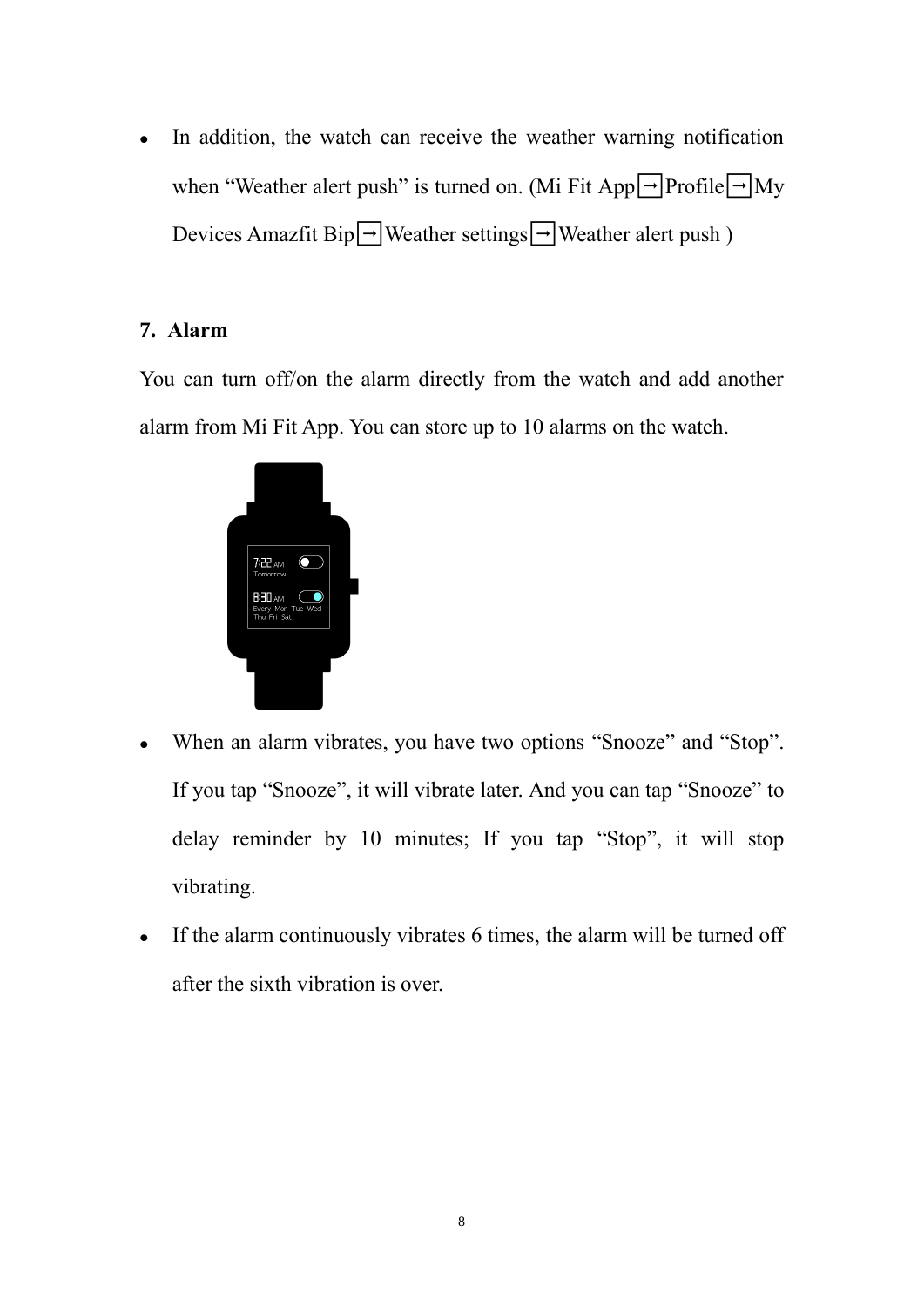- In addition, the watch can receive the weather warning notification when "Weather alert push" is turned on. (Mi Fit App→Profile→My Devices Amazfit Bip→Weather settings→Weather alert push )

## 7. Alarm

You can turn off/on the alarm directly from the watch and add another alarm from Mi Fit App. You can store up to 10 alarms on the watch.

- When an alarm vibrates, you have two options "Snooze" and "Stop". If you tap "Snooze", it will vibrate later. And you can tap "Snooze" to delay reminder by 10 minutes; If you tap "Stop", it will stop vibrating.
- If the alarm continuously vibrates 6 times, the alarm will be turned off after the sixth vibration is over.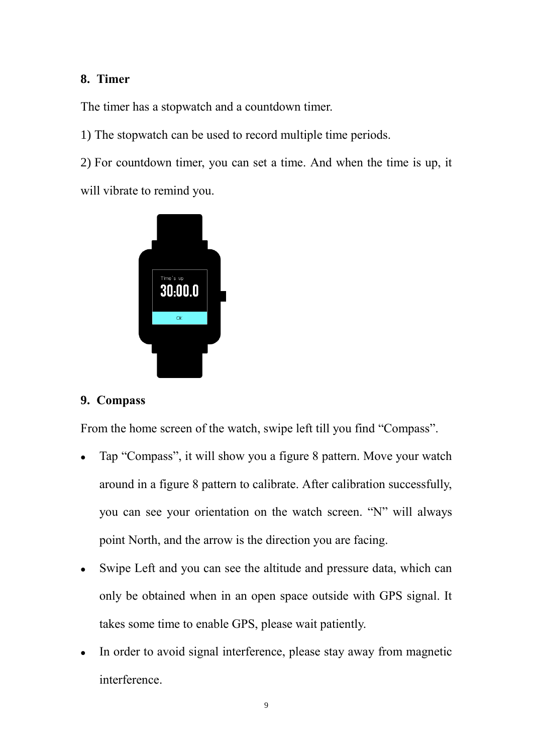## 8. Timer

The timer has a stopwatch and a countdown timer.

1) The stopwatch can be used to record multiple time periods.

2) For countdown timer, you can set a time. And when the time is up, it will vibrate to remind you.

## 9. Compass

From the home screen of the watch, swipe left till you find "Compass".

- Tap "Compass", it will show you a figure 8 pattern. Move your watch around in a figure 8 pattern to calibrate. After calibration successfully, you can see your orientation on the watch screen. "N" will always point North, and the arrow is the direction you are facing.
- Swipe Left and you can see the altitude and pressure data, which can only be obtained when in an open space outside with GPS signal. It takes some time to enable GPS, please wait patiently.
- In order to avoid signal interference, please stay away from magnetic interference.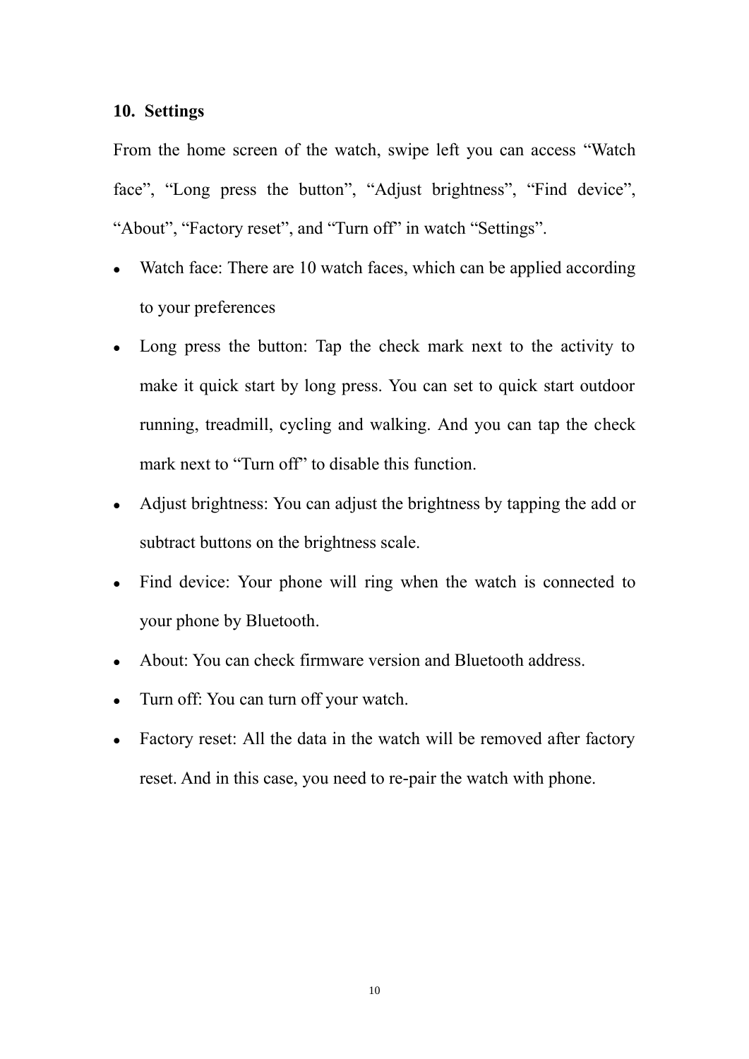## 10. Settings

From the home screen of the watch, swipe left you can access “Watch face”, “Long press the button”, “Adjust brightness”, “Find device”, “About”, “Factory reset”, and “Turn off” in watch “Settings”.

- Watch face: There are 10 watch faces, which can be applied according to your preferences
- Long press the button: Tap the check mark next to the activity to make it quick start by long press. You can set to quick start outdoor running, treadmill, cycling and walking. And you can tap the check mark next to “Turn off” to disable this function.
- Adjust brightness: You can adjust the brightness by tapping the add or subtract buttons on the brightness scale.
- Find device: Your phone will ring when the watch is connected to your phone by Bluetooth.
- About: You can check firmware version and Bluetooth address.
- Turn off: You can turn off your watch.
- Factory reset: All the data in the watch will be removed after factory reset. And in this case, you need to re-pair the watch with phone.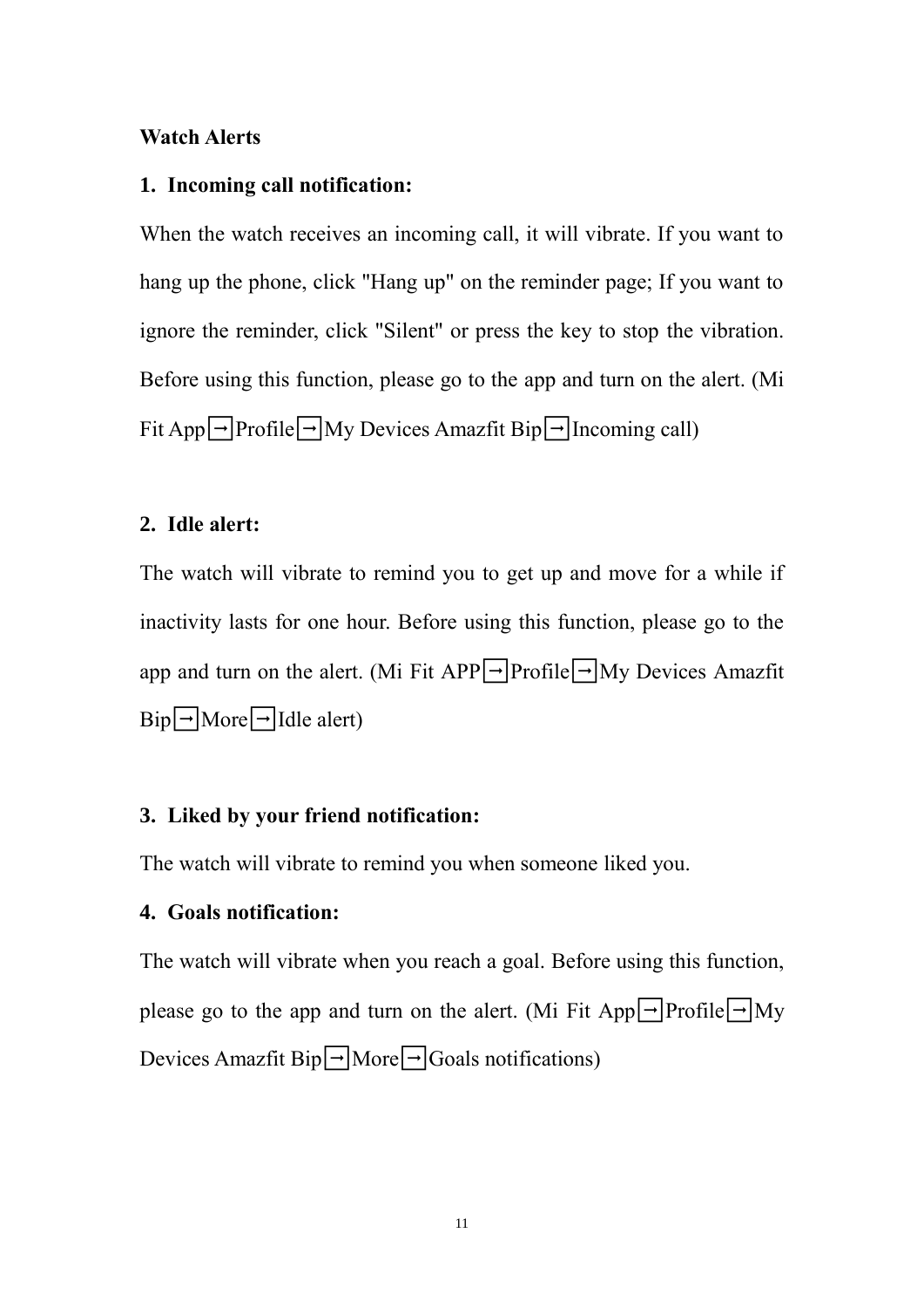**Watch Alerts**

1. **Incoming call notification:**

When the watch receives an incoming call, it will vibrate. If you want to hang up the phone, click "Hang up" on the reminder page; If you want to ignore the reminder, click "Silent" or press the key to stop the vibration. Before using this function, please go to the app and turn on the alert. (Mi Fit App→Profile→My Devices Amazfit Bip→Incoming call)

2. **Idle alert:**

The watch will vibrate to remind you to get up and move for a while if inactivity lasts for one hour. Before using this function, please go to the app and turn on the alert. (Mi Fit APP→Profile→My Devices Amazfit Bip→More→Idle alert)

3. **Liked by your friend notification:**

The watch will vibrate to remind you when someone liked you.

4. **Goals notification:**

The watch will vibrate when you reach a goal. Before using this function, please go to the app and turn on the alert. (Mi Fit App→Profile→My Devices Amazfit Bip→More→Goals notifications)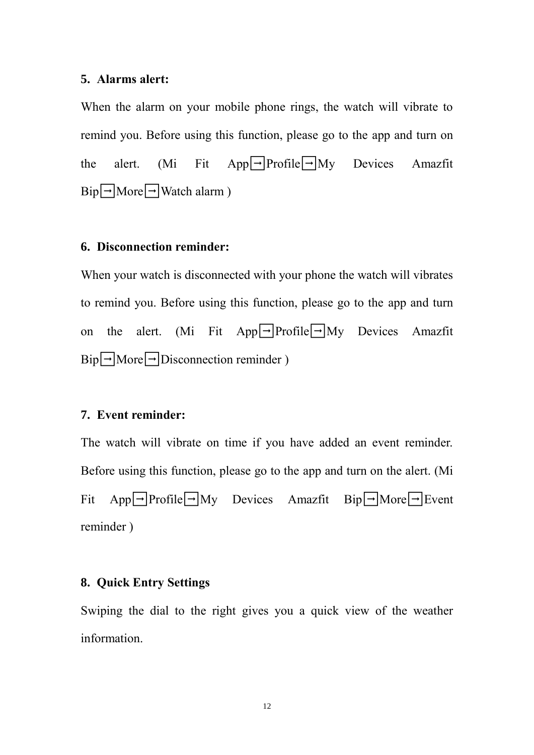5. **Alarms alert:**

When the alarm on your mobile phone rings, the watch will vibrate to remind you. Before using this function, please go to the app and turn on the alert. (Mi Fit App→Profile→My Devices Amazfit Bip→More→Watch alarm )

6. **Disconnection reminder:**

When your watch is disconnected with your phone the watch will vibrates to remind you. Before using this function, please go to the app and turn on the alert. (Mi Fit App→Profile→My Devices Amazfit Bip→More→Disconnection reminder )

7. **Event reminder:**

The watch will vibrate on time if you have added an event reminder. Before using this function, please go to the app and turn on the alert. (Mi Fit App→Profile→My Devices Amazfit Bip→More→Event reminder )

8. **Quick Entry Settings**

Swiping the dial to the right gives you a quick view of the weather information.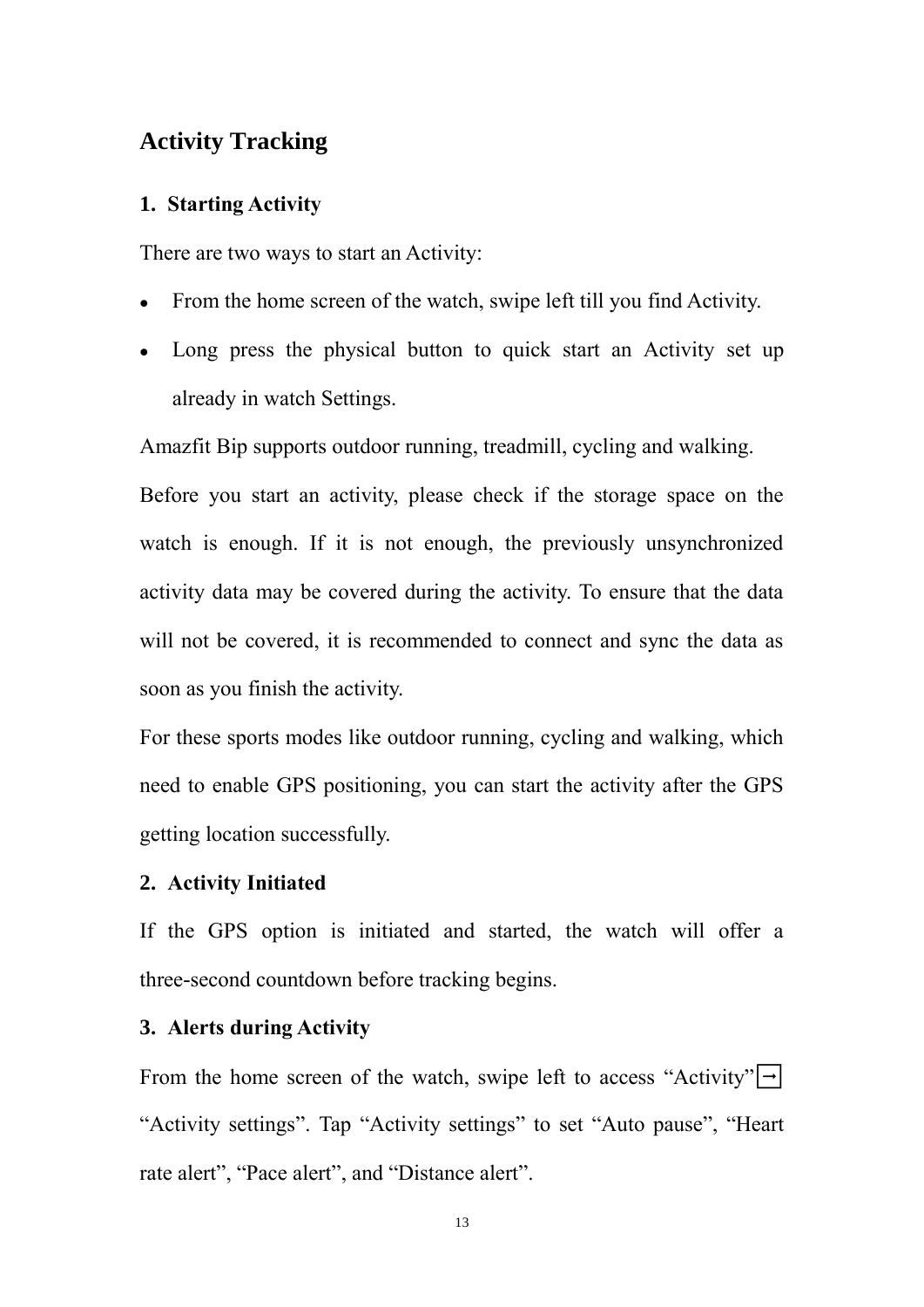## Activity Tracking

### 1. Starting Activity

There are two ways to start an Activity:

- From the home screen of the watch, swipe left till you find Activity.
- Long press the physical button to quick start an Activity set up already in watch Settings.

Amazfit Bip supports outdoor running, treadmill, cycling and walking.

Before you start an activity, please check if the storage space on the watch is enough. If it is not enough, the previously unsynchronized activity data may be covered during the activity. To ensure that the data will not be covered, it is recommended to connect and sync the data as soon as you finish the activity.

For these sports modes like outdoor running, cycling and walking, which need to enable GPS positioning, you can start the activity after the GPS getting location successfully.

### 2. Activity Initiated

If the GPS option is initiated and started, the watch will offer a three-second countdown before tracking begins.

### 3. Alerts during Activity

From the home screen of the watch, swipe left to access “Activity”→ “Activity settings”. Tap “Activity settings” to set “Auto pause”, “Heart rate alert”, “Pace alert”, and “Distance alert”.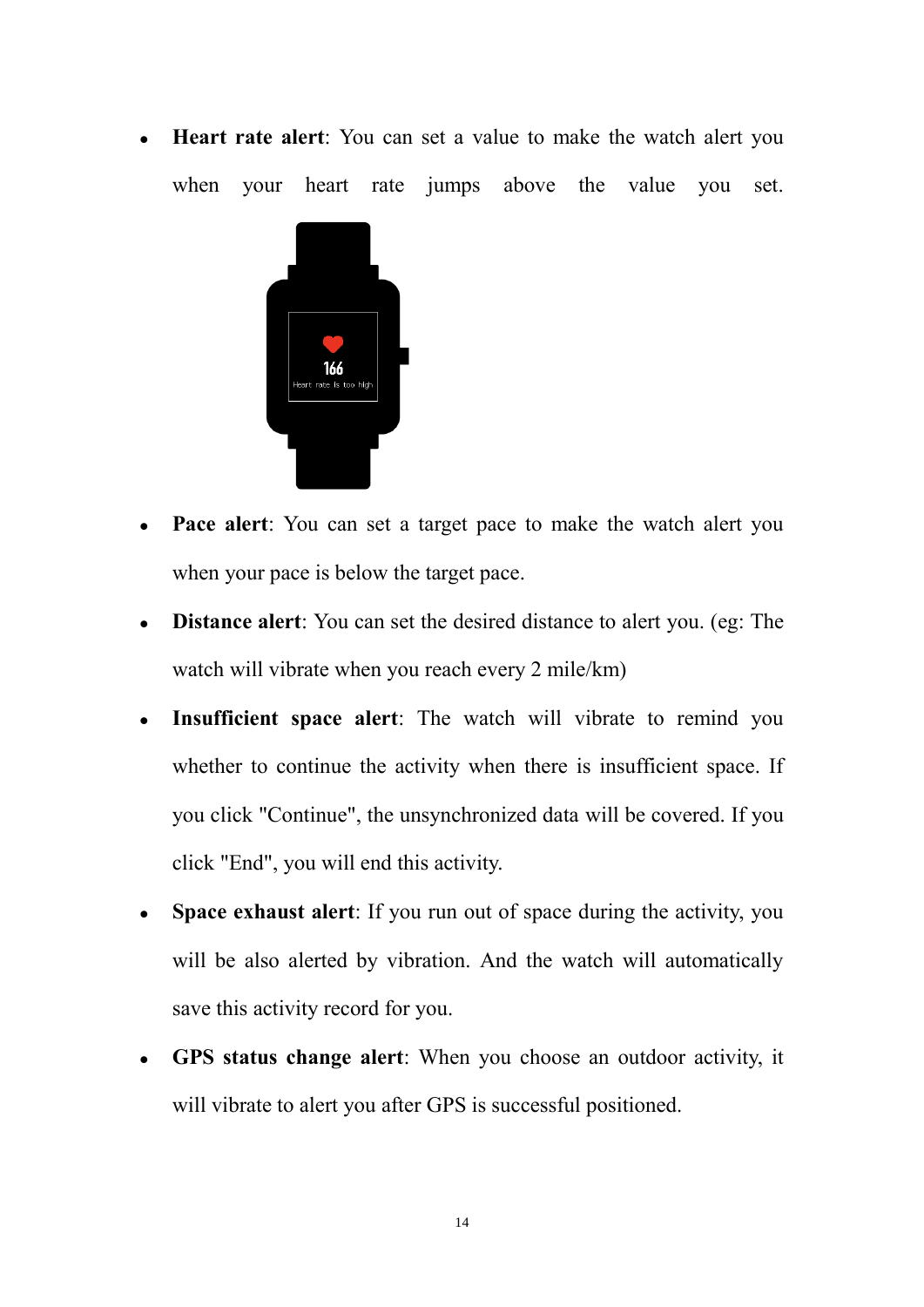- **Heart rate alert**: You can set a value to make the watch alert you when your heart rate jumps above the value you set.

- **Pace alert**: You can set a target pace to make the watch alert you when your pace is below the target pace.
- **Distance alert**: You can set the desired distance to alert you. (eg: The watch will vibrate when you reach every 2 mile/km)
- **Insufficient space alert**: The watch will vibrate to remind you whether to continue the activity when there is insufficient space. If you click "Continue", the unsynchronized data will be covered. If you click "End", you will end this activity.
- **Space exhaust alert**: If you run out of space during the activity, you will be also alerted by vibration. And the watch will automatically save this activity record for you.
- **GPS status change alert**: When you choose an outdoor activity, it will vibrate to alert you after GPS is successful positioned.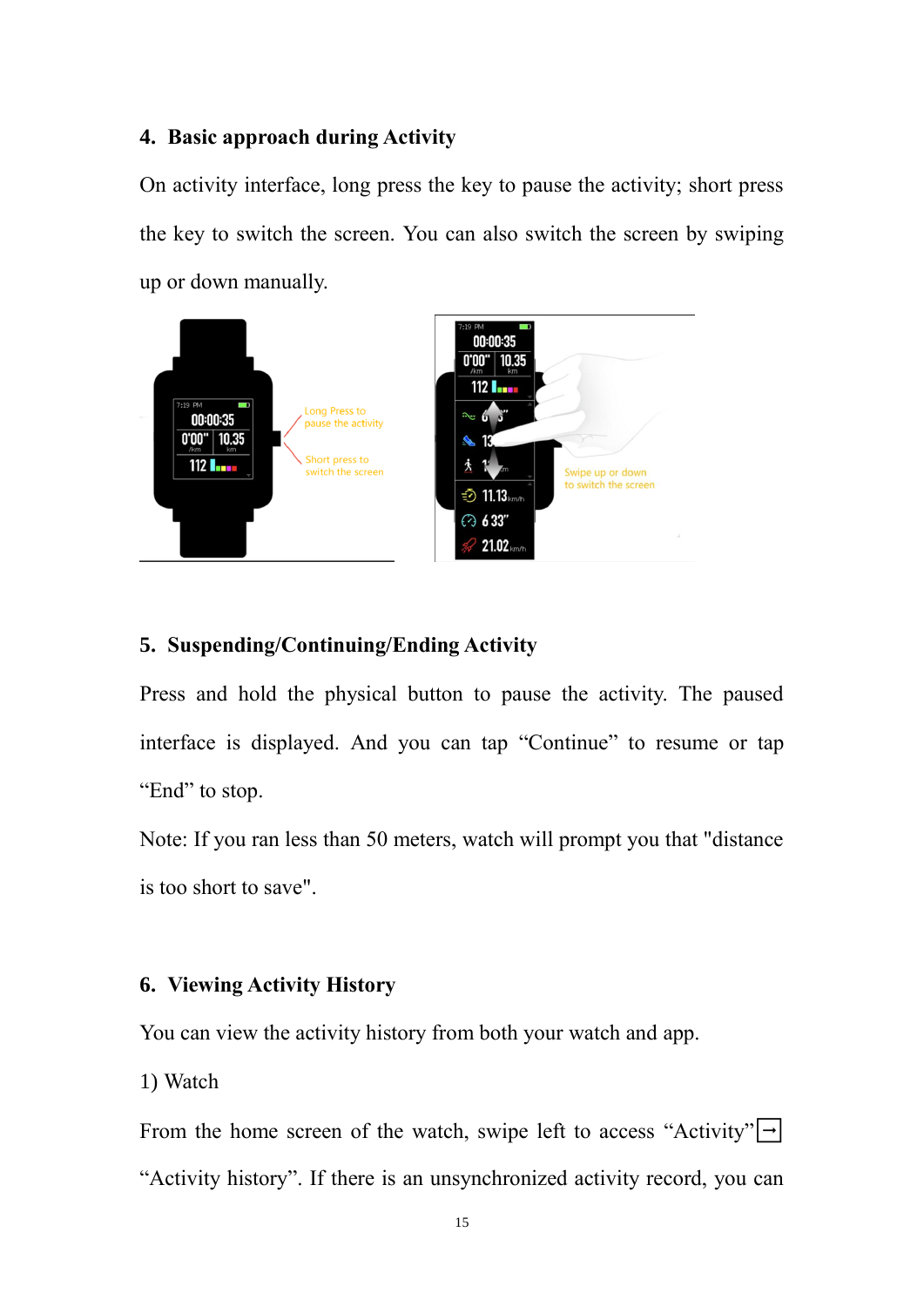## 4. Basic approach during Activity

On activity interface, long press the key to pause the activity; short press the key to switch the screen. You can also switch the screen by swiping up or down manually.

## 5. Suspending/Continuing/Ending Activity

Press and hold the physical button to pause the activity. The paused interface is displayed. And you can tap “Continue” to resume or tap “End” to stop.

Note: If you ran less than 50 meters, watch will prompt you that "distance is too short to save".

## 6. Viewing Activity History

You can view the activity history from both your watch and app.

1) Watch

From the home screen of the watch, swipe left to access “Activity” → “Activity history”. If there is an unsynchronized activity record, you can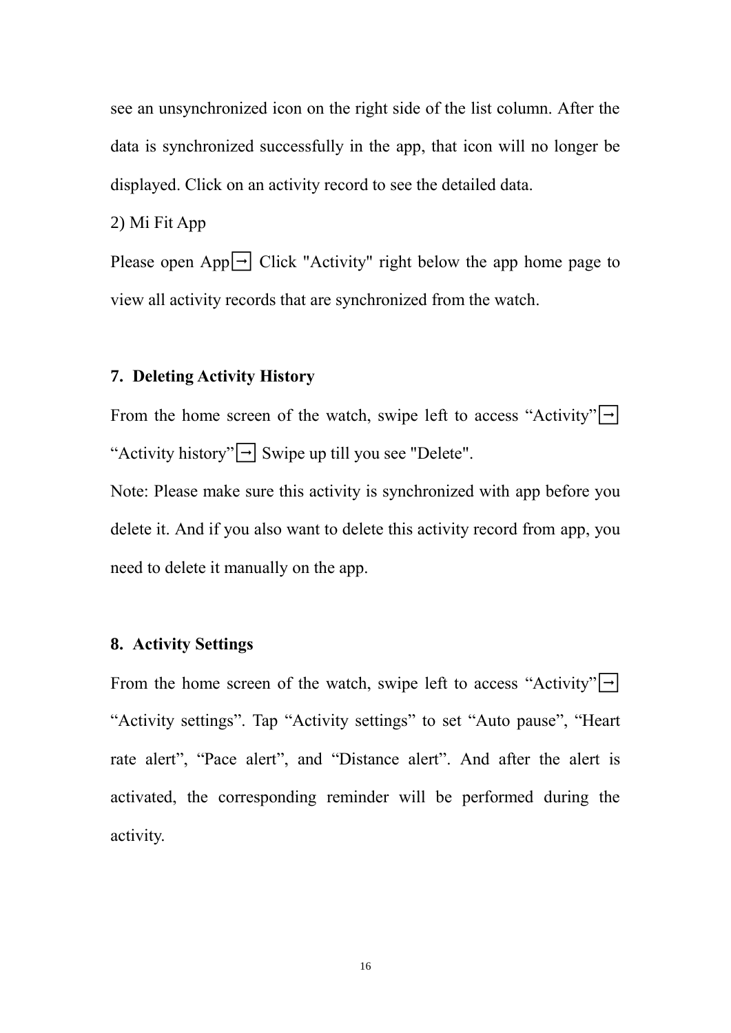see an unsynchronized icon on the right side of the list column. After the data is synchronized successfully in the app, that icon will no longer be displayed. Click on an activity record to see the detailed data.

2) Mi Fit App

Please open App → Click "Activity" right below the app home page to view all activity records that are synchronized from the watch.

## 7. Deleting Activity History

From the home screen of the watch, swipe left to access “Activity” → “Activity history” → Swipe up till you see "Delete".

Note: Please make sure this activity is synchronized with app before you delete it. And if you also want to delete this activity record from app, you need to delete it manually on the app.

## 8. Activity Settings

From the home screen of the watch, swipe left to access “Activity” → “Activity settings”. Tap “Activity settings” to set “Auto pause”, “Heart rate alert”, “Pace alert”, and “Distance alert”. And after the alert is activated, the corresponding reminder will be performed during the activity.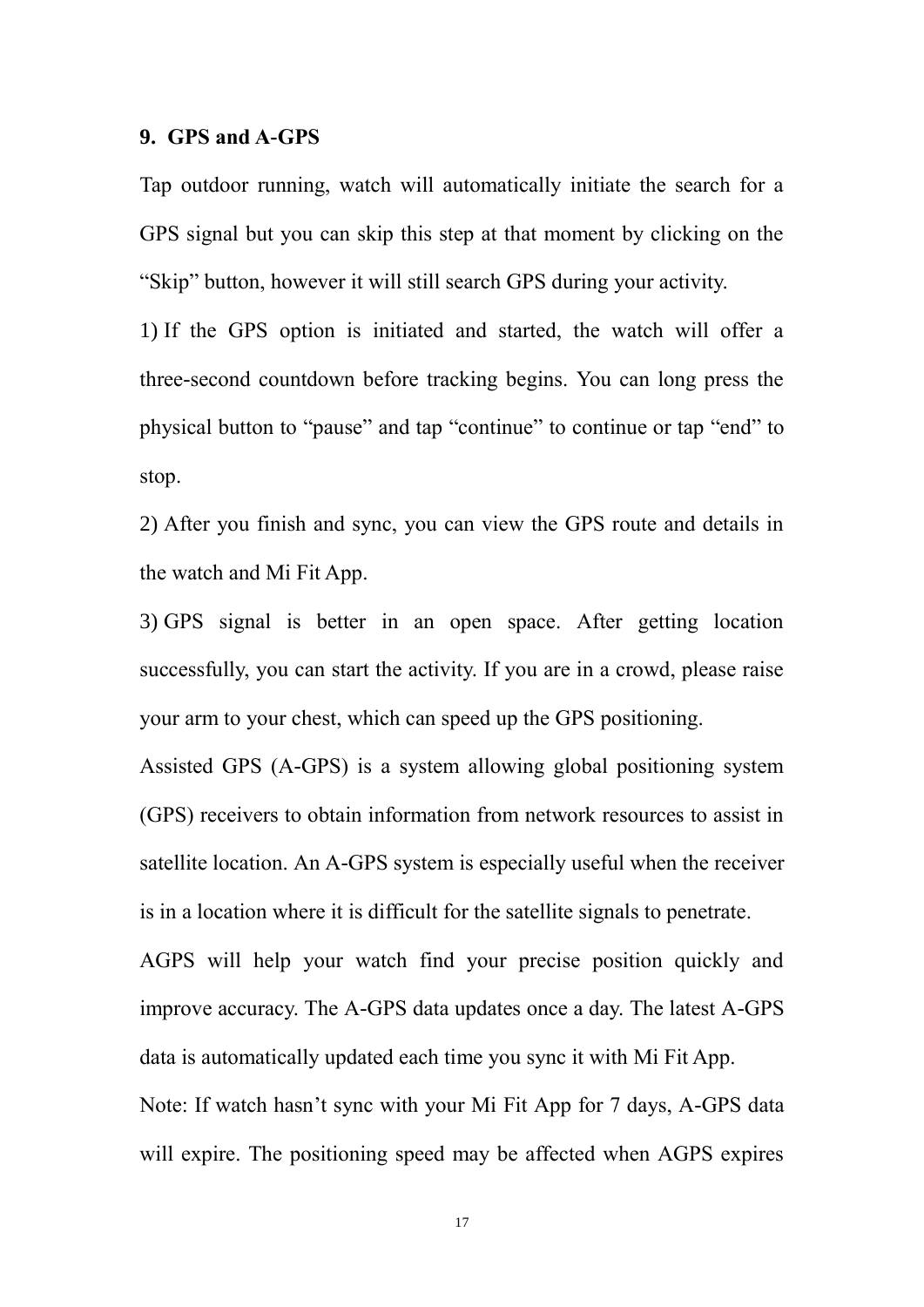## 9. GPS and A-GPS

Tap outdoor running, watch will automatically initiate the search for a GPS signal but you can skip this step at that moment by clicking on the "Skip" button, however it will still search GPS during your activity.

1) If the GPS option is initiated and started, the watch will offer a three-second countdown before tracking begins. You can long press the physical button to "pause" and tap "continue" to continue or tap "end" to stop.

2) After you finish and sync, you can view the GPS route and details in the watch and Mi Fit App.

3) GPS signal is better in an open space. After getting location successfully, you can start the activity. If you are in a crowd, please raise your arm to your chest, which can speed up the GPS positioning.

Assisted GPS (A-GPS) is a system allowing global positioning system (GPS) receivers to obtain information from network resources to assist in satellite location. An A-GPS system is especially useful when the receiver is in a location where it is difficult for the satellite signals to penetrate.

AGPS will help your watch find your precise position quickly and improve accuracy. The A-GPS data updates once a day. The latest A-GPS data is automatically updated each time you sync it with Mi Fit App.

Note: If watch hasn't sync with your Mi Fit App for 7 days, A-GPS data will expire. The positioning speed may be affected when AGPS expires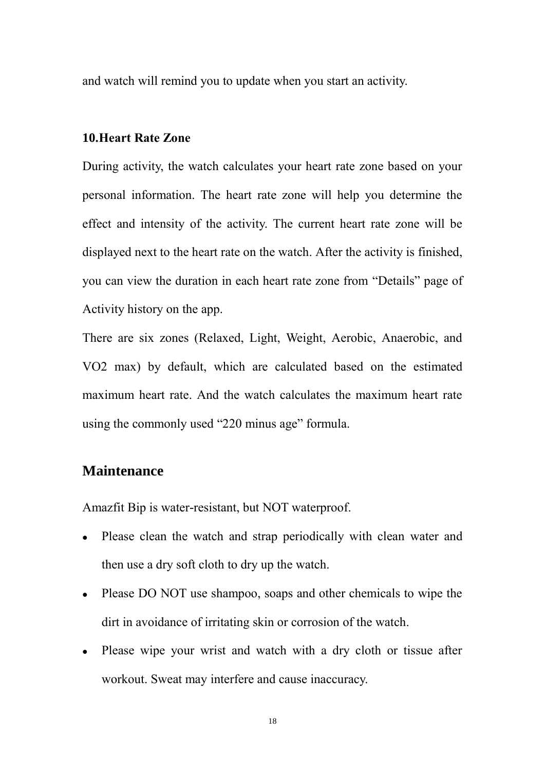and watch will remind you to update when you start an activity.

### 10.Heart Rate Zone

During activity, the watch calculates your heart rate zone based on your personal information. The heart rate zone will help you determine the effect and intensity of the activity. The current heart rate zone will be displayed next to the heart rate on the watch. After the activity is finished, you can view the duration in each heart rate zone from "Details" page of Activity history on the app.

There are six zones (Relaxed, Light, Weight, Aerobic, Anaerobic, and VO2 max) by default, which are calculated based on the estimated maximum heart rate. And the watch calculates the maximum heart rate using the commonly used "220 minus age" formula.

## Maintenance

Amazfit Bip is water-resistant, but NOT waterproof.

- Please clean the watch and strap periodically with clean water and then use a dry soft cloth to dry up the watch.
- Please DO NOT use shampoo, soaps and other chemicals to wipe the dirt in avoidance of irritating skin or corrosion of the watch.
- Please wipe your wrist and watch with a dry cloth or tissue after workout. Sweat may interfere and cause inaccuracy.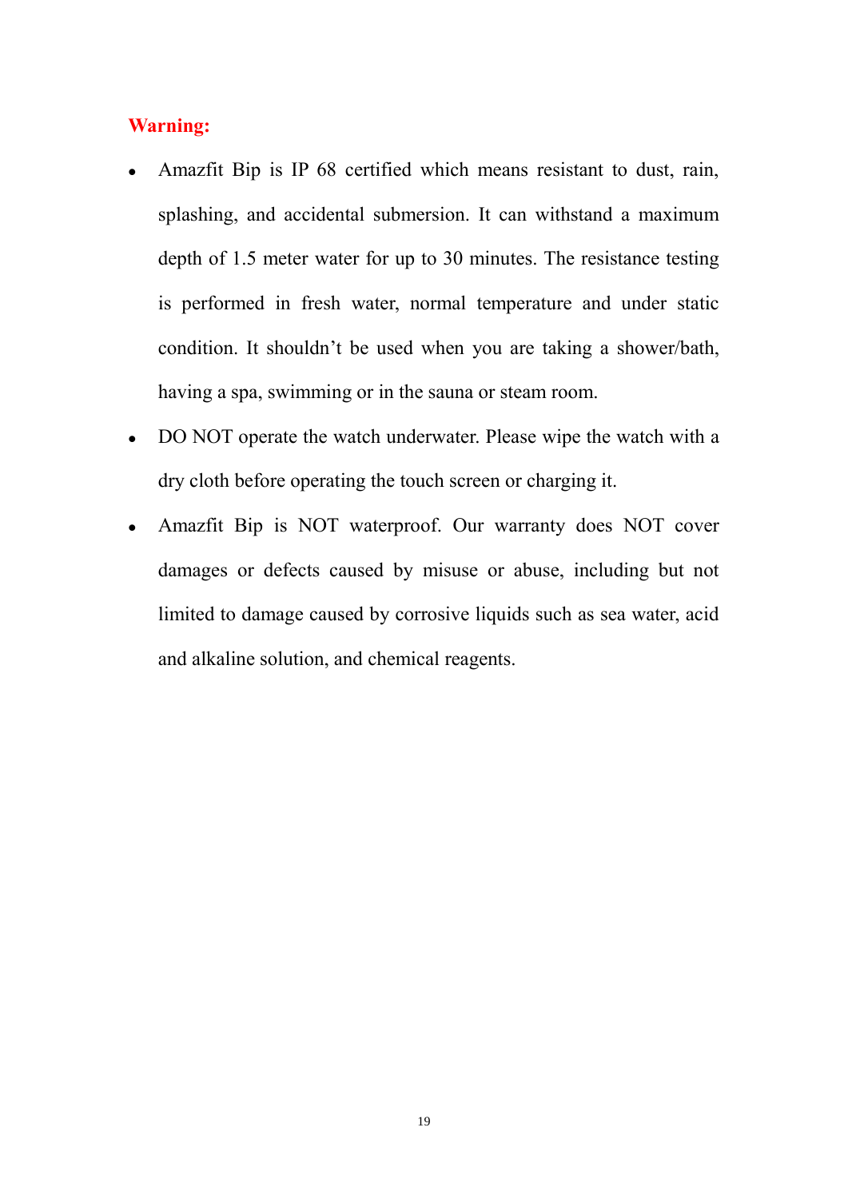**Warning:**

- Amazfit Bip is IP 68 certified which means resistant to dust, rain, splashing, and accidental submersion. It can withstand a maximum depth of 1.5 meter water for up to 30 minutes. The resistance testing is performed in fresh water, normal temperature and under static condition. It shouldn't be used when you are taking a shower/bath, having a spa, swimming or in the sauna or steam room.
- DO NOT operate the watch underwater. Please wipe the watch with a dry cloth before operating the touch screen or charging it.
- Amazfit Bip is NOT waterproof. Our warranty does NOT cover damages or defects caused by misuse or abuse, including but not limited to damage caused by corrosive liquids such as sea water, acid and alkaline solution, and chemical reagents.